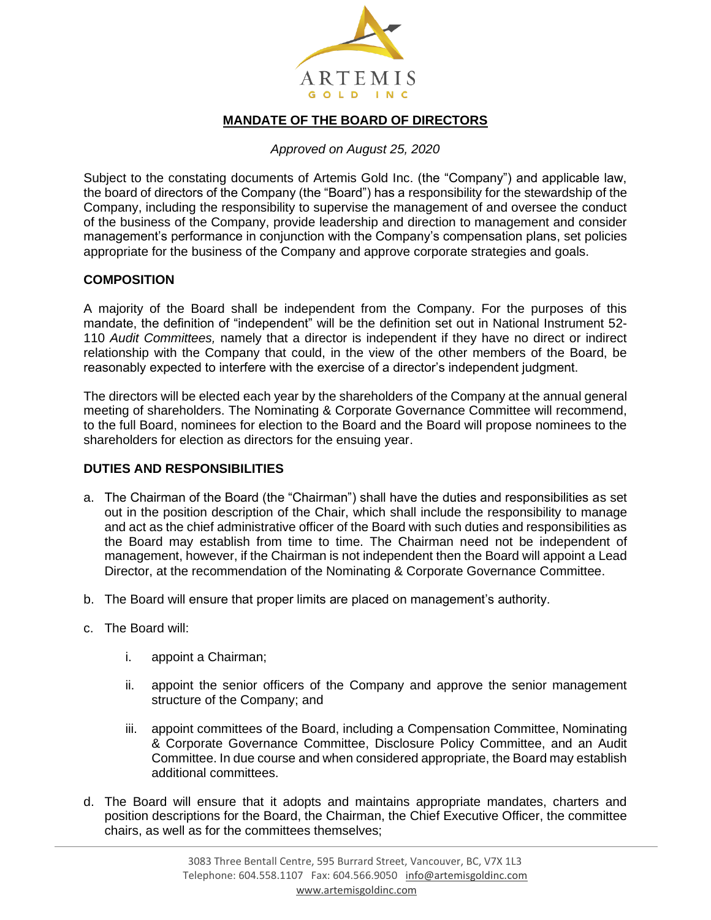ARTEMIS
GOLD INC

# MANDATE OF THE BOARD OF DIRECTORS

*Approved on August 25, 2020*

Subject to the constating documents of Artemis Gold Inc. (the "Company") and applicable law, the board of directors of the Company (the "Board") has a responsibility for the stewardship of the Company, including the responsibility to supervise the management of and oversee the conduct of the business of the Company, provide leadership and direction to management and consider management's performance in conjunction with the Company's compensation plans, set policies appropriate for the business of the Company and approve corporate strategies and goals.

## COMPOSITION

A majority of the Board shall be independent from the Company. For the purposes of this mandate, the definition of "independent" will be the definition set out in National Instrument 52-110 *Audit Committees,* namely that a director is independent if they have no direct or indirect relationship with the Company that could, in the view of the other members of the Board, be reasonably expected to interfere with the exercise of a director's independent judgment.

The directors will be elected each year by the shareholders of the Company at the annual general meeting of shareholders. The Nominating & Corporate Governance Committee will recommend, to the full Board, nominees for election to the Board and the Board will propose nominees to the shareholders for election as directors for the ensuing year.

## DUTIES AND RESPONSIBILITIES

a. The Chairman of the Board (the "Chairman") shall have the duties and responsibilities as set out in the position description of the Chair, which shall include the responsibility to manage and act as the chief administrative officer of the Board with such duties and responsibilities as the Board may establish from time to time. The Chairman need not be independent of management, however, if the Chairman is not independent then the Board will appoint a Lead Director, at the recommendation of the Nominating & Corporate Governance Committee.

b. The Board will ensure that proper limits are placed on management's authority.

c. The Board will:

   i. appoint a Chairman;

   ii. appoint the senior officers of the Company and approve the senior management structure of the Company; and

   iii. appoint committees of the Board, including a Compensation Committee, Nominating & Corporate Governance Committee, Disclosure Policy Committee, and an Audit Committee. In due course and when considered appropriate, the Board may establish additional committees.

d. The Board will ensure that it adopts and maintains appropriate mandates, charters and position descriptions for the Board, the Chairman, the Chief Executive Officer, the committee chairs, as well as for the committees themselves;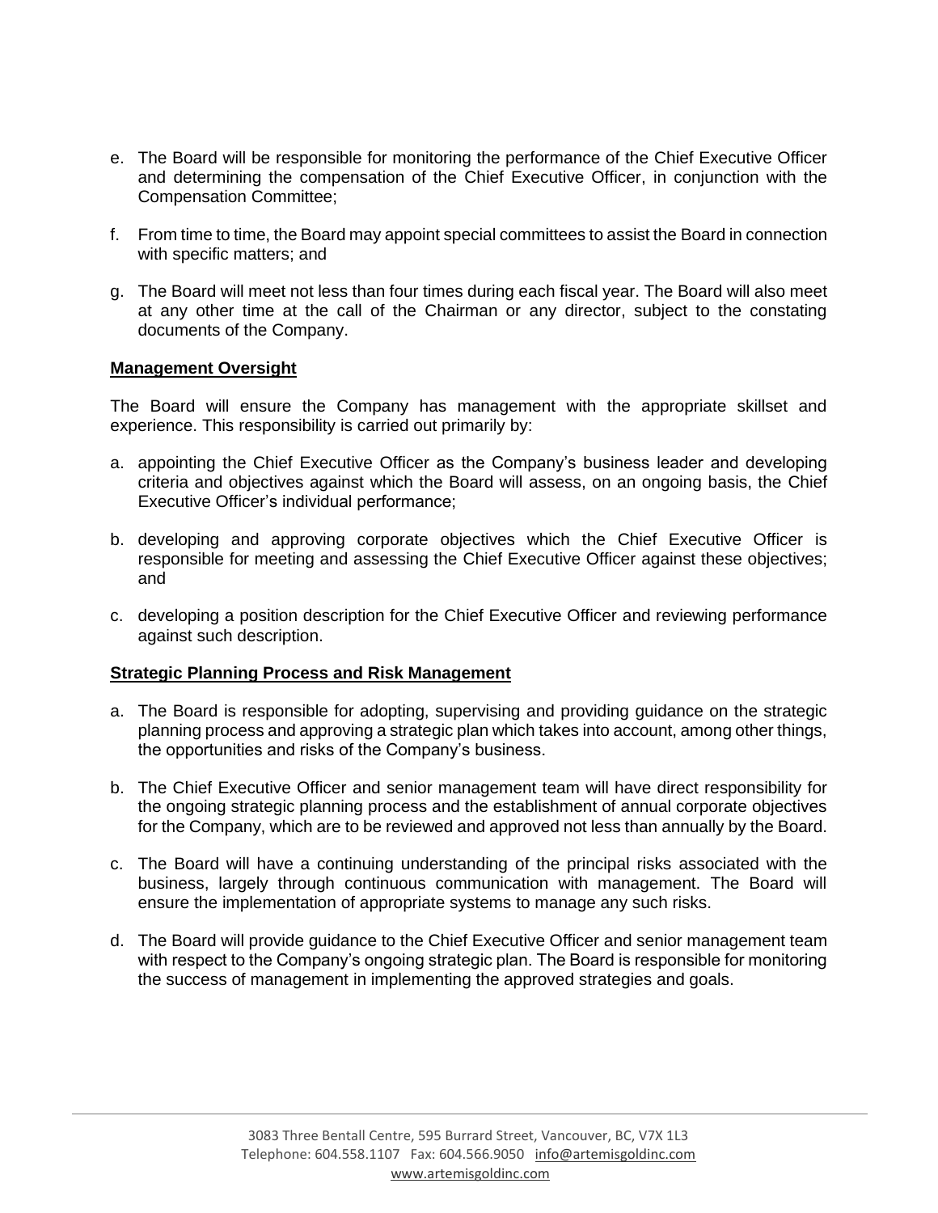e. The Board will be responsible for monitoring the performance of the Chief Executive Officer and determining the compensation of the Chief Executive Officer, in conjunction with the Compensation Committee;

f. From time to time, the Board may appoint special committees to assist the Board in connection with specific matters; and

g. The Board will meet not less than four times during each fiscal year. The Board will also meet at any other time at the call of the Chairman or any director, subject to the constating documents of the Company.

**Management Oversight**

The Board will ensure the Company has management with the appropriate skillset and experience. This responsibility is carried out primarily by:

a. appointing the Chief Executive Officer as the Company's business leader and developing criteria and objectives against which the Board will assess, on an ongoing basis, the Chief Executive Officer's individual performance;

b. developing and approving corporate objectives which the Chief Executive Officer is responsible for meeting and assessing the Chief Executive Officer against these objectives; and

c. developing a position description for the Chief Executive Officer and reviewing performance against such description.

**Strategic Planning Process and Risk Management**

a. The Board is responsible for adopting, supervising and providing guidance on the strategic planning process and approving a strategic plan which takes into account, among other things, the opportunities and risks of the Company's business.

b. The Chief Executive Officer and senior management team will have direct responsibility for the ongoing strategic planning process and the establishment of annual corporate objectives for the Company, which are to be reviewed and approved not less than annually by the Board.

c. The Board will have a continuing understanding of the principal risks associated with the business, largely through continuous communication with management. The Board will ensure the implementation of appropriate systems to manage any such risks.

d. The Board will provide guidance to the Chief Executive Officer and senior management team with respect to the Company's ongoing strategic plan. The Board is responsible for monitoring the success of management in implementing the approved strategies and goals.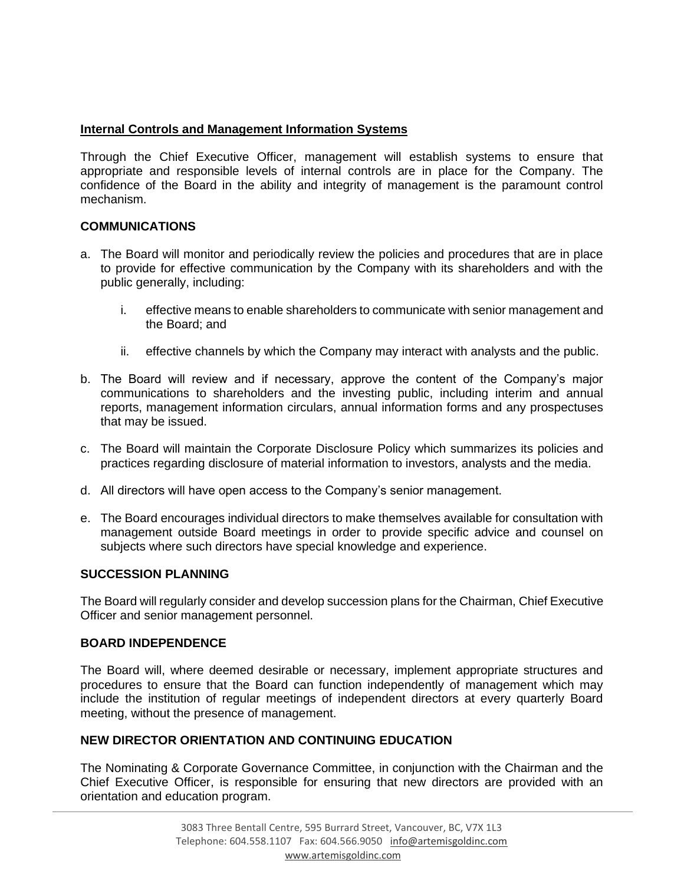**Internal Controls and Management Information Systems**

Through the Chief Executive Officer, management will establish systems to ensure that appropriate and responsible levels of internal controls are in place for the Company. The confidence of the Board in the ability and integrity of management is the paramount control mechanism.

## COMMUNICATIONS

a. The Board will monitor and periodically review the policies and procedures that are in place to provide for effective communication by the Company with its shareholders and with the public generally, including:

    i. effective means to enable shareholders to communicate with senior management and the Board; and

    ii. effective channels by which the Company may interact with analysts and the public.

b. The Board will review and if necessary, approve the content of the Company's major communications to shareholders and the investing public, including interim and annual reports, management information circulars, annual information forms and any prospectuses that may be issued.

c. The Board will maintain the Corporate Disclosure Policy which summarizes its policies and practices regarding disclosure of material information to investors, analysts and the media.

d. All directors will have open access to the Company's senior management.

e. The Board encourages individual directors to make themselves available for consultation with management outside Board meetings in order to provide specific advice and counsel on subjects where such directors have special knowledge and experience.

## SUCCESSION PLANNING

The Board will regularly consider and develop succession plans for the Chairman, Chief Executive Officer and senior management personnel.

## BOARD INDEPENDENCE

The Board will, where deemed desirable or necessary, implement appropriate structures and procedures to ensure that the Board can function independently of management which may include the institution of regular meetings of independent directors at every quarterly Board meeting, without the presence of management.

## NEW DIRECTOR ORIENTATION AND CONTINUING EDUCATION

The Nominating & Corporate Governance Committee, in conjunction with the Chairman and the Chief Executive Officer, is responsible for ensuring that new directors are provided with an orientation and education program.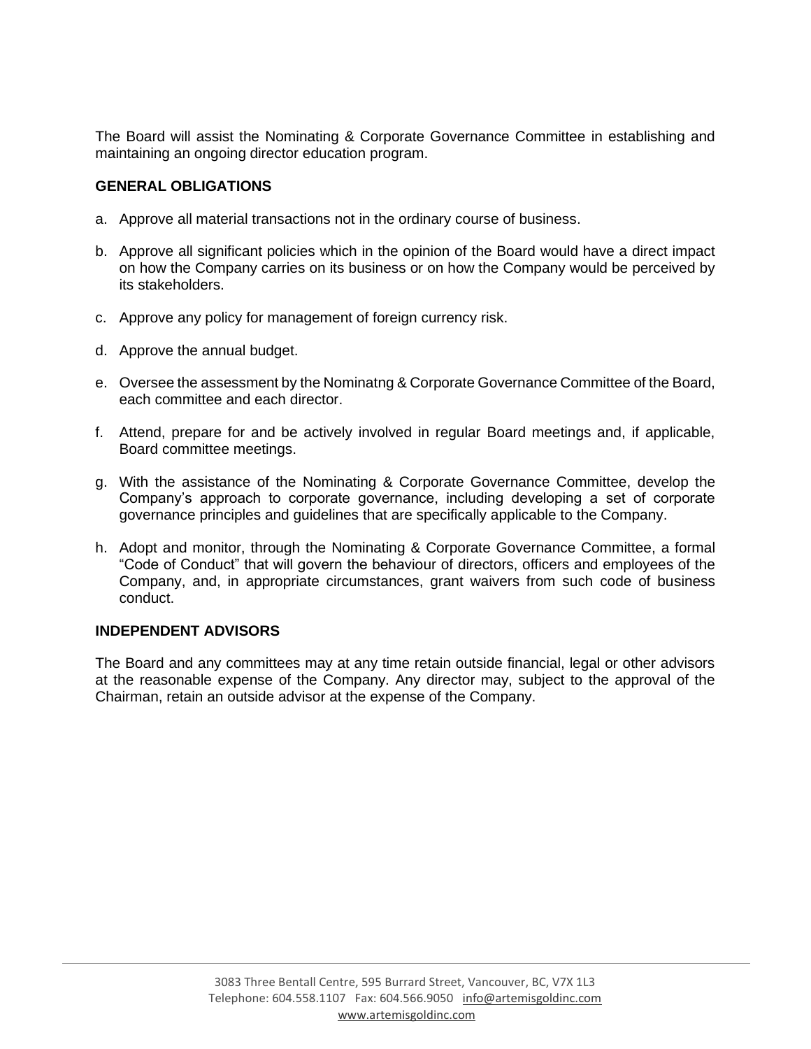The Board will assist the Nominating & Corporate Governance Committee in establishing and maintaining an ongoing director education program.

## GENERAL OBLIGATIONS

a. Approve all material transactions not in the ordinary course of business.

b. Approve all significant policies which in the opinion of the Board would have a direct impact on how the Company carries on its business or on how the Company would be perceived by its stakeholders.

c. Approve any policy for management of foreign currency risk.

d. Approve the annual budget.

e. Oversee the assessment by the Nominatng & Corporate Governance Committee of the Board, each committee and each director.

f. Attend, prepare for and be actively involved in regular Board meetings and, if applicable, Board committee meetings.

g. With the assistance of the Nominating & Corporate Governance Committee, develop the Company's approach to corporate governance, including developing a set of corporate governance principles and guidelines that are specifically applicable to the Company.

h. Adopt and monitor, through the Nominating & Corporate Governance Committee, a formal "Code of Conduct" that will govern the behaviour of directors, officers and employees of the Company, and, in appropriate circumstances, grant waivers from such code of business conduct.

## INDEPENDENT ADVISORS

The Board and any committees may at any time retain outside financial, legal or other advisors at the reasonable expense of the Company. Any director may, subject to the approval of the Chairman, retain an outside advisor at the expense of the Company.